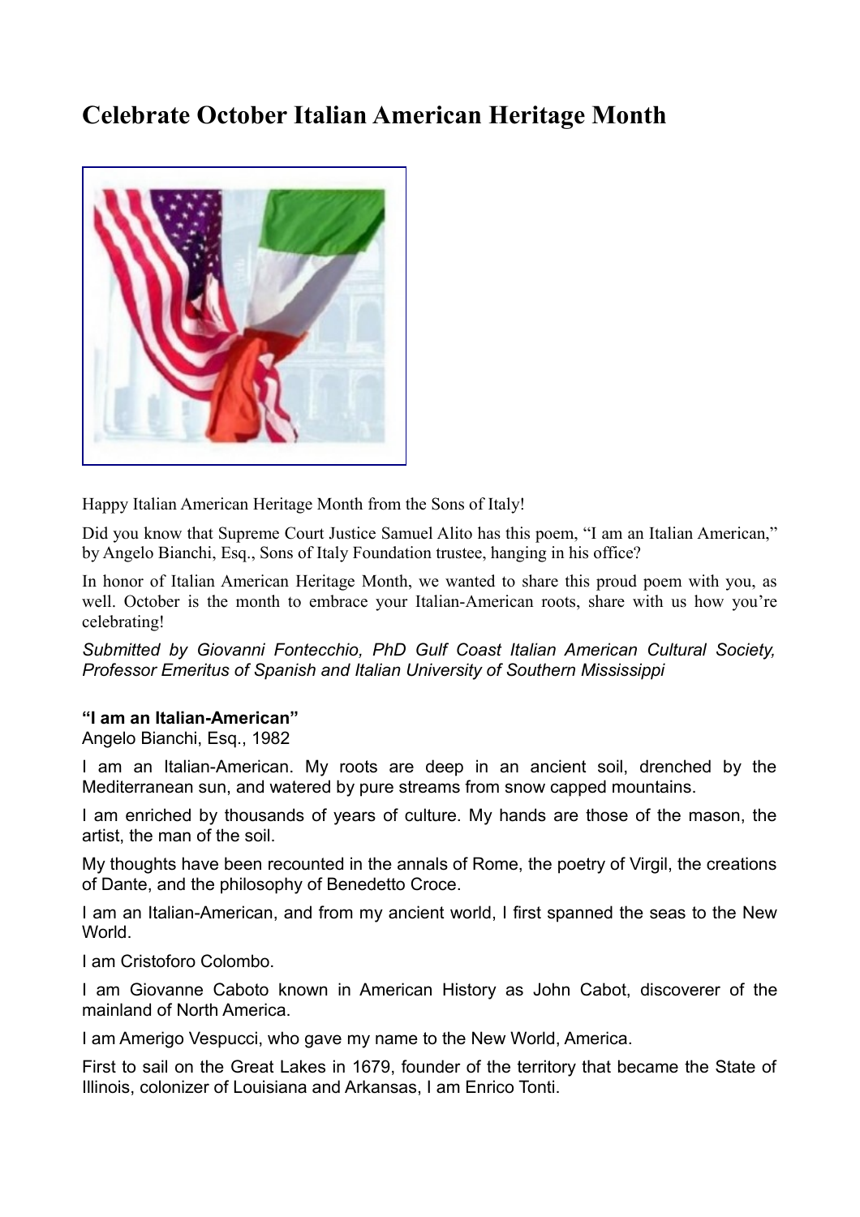# Celebrate October Italian American Heritage Month

Happy Italian American Heritage Month from the Sons of Italy!

Did you know that Supreme Court Justice Samuel Alito has this poem, "I am an Italian American," by Angelo Bianchi, Esq., Sons of Italy Foundation trustee, hanging in his office?

In honor of Italian American Heritage Month, we wanted to share this proud poem with you, as well. October is the month to embrace your Italian-American roots, share with us how you're celebrating!

*Submitted by Giovanni Fontecchio, PhD Gulf Coast Italian American Cultural Society, Professor Emeritus of Spanish and Italian University of Southern Mississippi*

**"I am an Italian-American"**
Angelo Bianchi, Esq., 1982

I am an Italian-American. My roots are deep in an ancient soil, drenched by the Mediterranean sun, and watered by pure streams from snow capped mountains.

I am enriched by thousands of years of culture. My hands are those of the mason, the artist, the man of the soil.

My thoughts have been recounted in the annals of Rome, the poetry of Virgil, the creations of Dante, and the philosophy of Benedetto Croce.

I am an Italian-American, and from my ancient world, I first spanned the seas to the New World.

I am Cristoforo Colombo.

I am Giovanne Caboto known in American History as John Cabot, discoverer of the mainland of North America.

I am Amerigo Vespucci, who gave my name to the New World, America.

First to sail on the Great Lakes in 1679, founder of the territory that became the State of Illinois, colonizer of Louisiana and Arkansas, I am Enrico Tonti.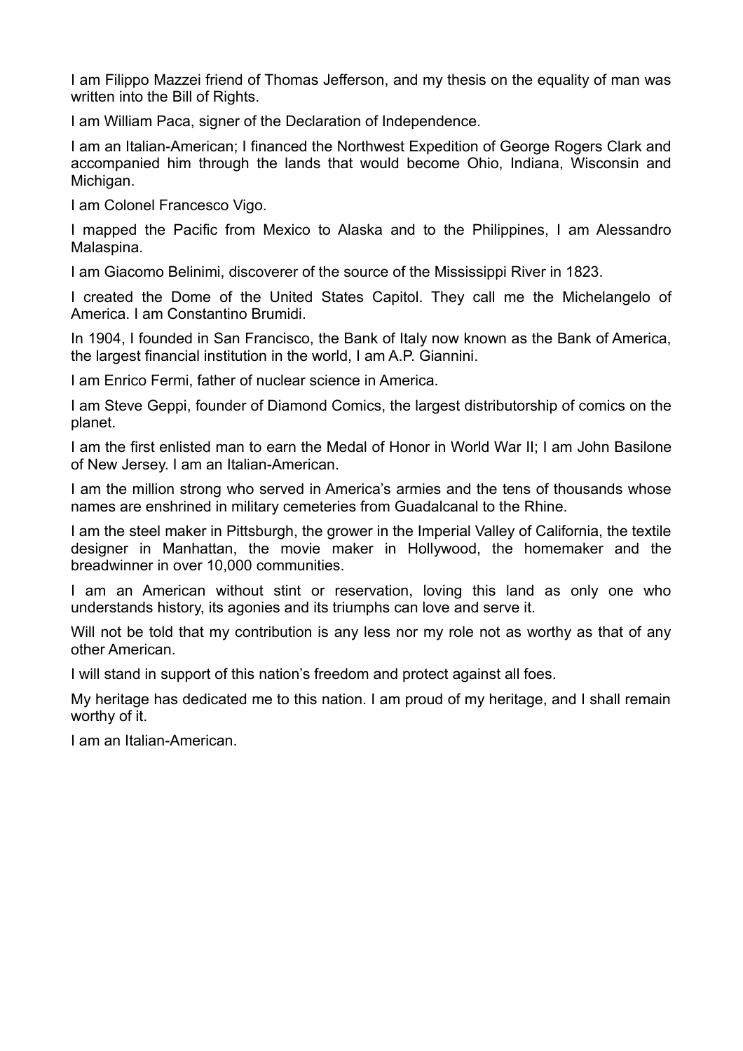I am Filippo Mazzei friend of Thomas Jefferson, and my thesis on the equality of man was written into the Bill of Rights.

I am William Paca, signer of the Declaration of Independence.

I am an Italian-American; I financed the Northwest Expedition of George Rogers Clark and accompanied him through the lands that would become Ohio, Indiana, Wisconsin and Michigan.

I am Colonel Francesco Vigo.

I mapped the Pacific from Mexico to Alaska and to the Philippines, I am Alessandro Malaspina.

I am Giacomo Belinimi, discoverer of the source of the Mississippi River in 1823.

I created the Dome of the United States Capitol. They call me the Michelangelo of America. I am Constantino Brumidi.

In 1904, I founded in San Francisco, the Bank of Italy now known as the Bank of America, the largest financial institution in the world, I am A.P. Giannini.

I am Enrico Fermi, father of nuclear science in America.

I am Steve Geppi, founder of Diamond Comics, the largest distributorship of comics on the planet.

I am the first enlisted man to earn the Medal of Honor in World War II; I am John Basilone of New Jersey. I am an Italian-American.

I am the million strong who served in America's armies and the tens of thousands whose names are enshrined in military cemeteries from Guadalcanal to the Rhine.

I am the steel maker in Pittsburgh, the grower in the Imperial Valley of California, the textile designer in Manhattan, the movie maker in Hollywood, the homemaker and the breadwinner in over 10,000 communities.

I am an American without stint or reservation, loving this land as only one who understands history, its agonies and its triumphs can love and serve it.

Will not be told that my contribution is any less nor my role not as worthy as that of any other American.

I will stand in support of this nation's freedom and protect against all foes.

My heritage has dedicated me to this nation. I am proud of my heritage, and I shall remain worthy of it.

I am an Italian-American.